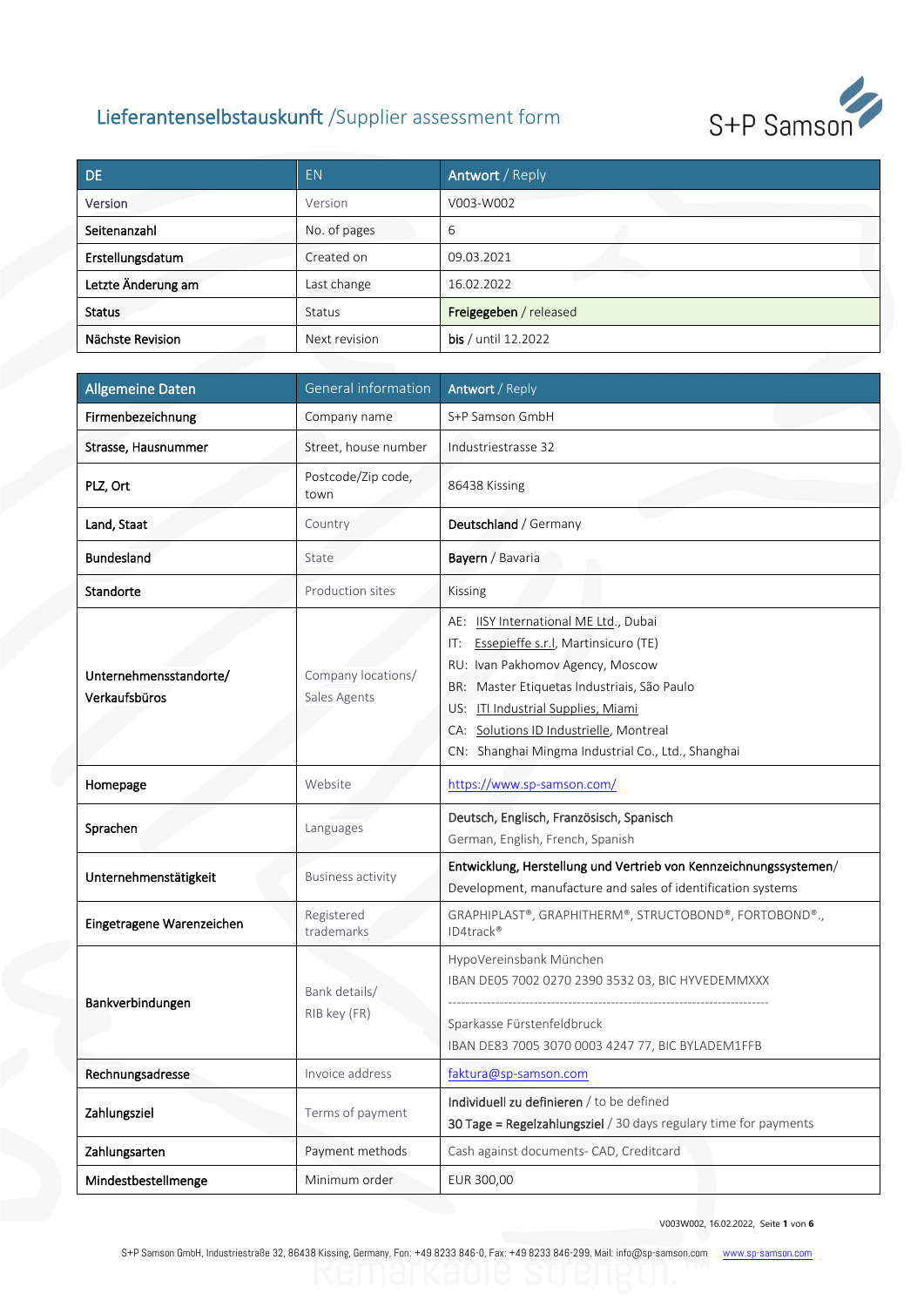# Lieferantenselbstauskunft /Supplier assessment form

S+P Samson

| DE | EN | **Antwort** / Reply |
|---|---|---|
| Version | Version | V003-W002 |
| Seitenanzahl | No. of pages | 6 |
| Erstellungsdatum | Created on | 09.03.2021 |
| Letzte Änderung am | Last change | 16.02.2022 |
| Status | Status | **Freigegeben** / released |
| Nächste Revision | Next revision | **bis** / until 12.2022 |

| Allgemeine Daten | General information | **Antwort** / Reply |
|---|---|---|
| Firmenbezeichnung | Company name | S+P Samson GmbH |
| Strasse, Hausnummer | Street, house number | Industriestrasse 32 |
| PLZ, Ort | Postcode/Zip code, town | 86438 Kissing |
| Land, Staat | Country | **Deutschland** / Germany |
| Bundesland | State | **Bayern** / Bavaria |
| Standorte | Production sites | Kissing |
| Unternehmensstandorte/ Verkaufsbüros | Company locations/ Sales Agents | AE: IISY International ME Ltd., Dubai<br>IT: Essepieffe s.r.l, Martinsicuro (TE)<br>RU: Ivan Pakhomov Agency, Moscow<br>BR: Master Etiquetas Industriais, São Paulo<br>US: ITI Industrial Supplies, Miami<br>CA: Solutions ID Industrielle, Montreal<br>CN: Shanghai Mingma Industrial Co., Ltd., Shanghai |
| Homepage | Website | https://www.sp-samson.com/ |
| Sprachen | Languages | **Deutsch, Englisch, Französisch, Spanisch**<br>German, English, French, Spanish |
| Unternehmenstätigkeit | Business activity | **Entwicklung, Herstellung und Vertrieb von Kennzeichnungssystemen**/<br>Development, manufacture and sales of identification systems |
| Eingetragene Warenzeichen | Registered trademarks | GRAPHIPLAST®, GRAPHITHERM®, STRUCTOBOND®, FORTOBOND®., ID4track® |
| Bankverbindungen | Bank details/ RIB key (FR) | HypoVereinsbank München<br>IBAN DE05 7002 0270 2390 3532 03, BIC HYVEDEMMXXX<br>--------------------------------------------------------------------------<br>Sparkasse Fürstenfeldbruck<br>IBAN DE83 7005 3070 0003 4247 77, BIC BYLADEM1FFB |
| Rechnungsadresse | Invoice address | faktura@sp-samson.com |
| Zahlungsziel | Terms of payment | **Individuell zu definieren** / to be defined<br>**30 Tage = Regelzahlungsziel** / 30 days regulary time for payments |
| Zahlungsarten | Payment methods | Cash against documents- CAD, Creditcard |
| Mindestbestellmenge | Minimum order | EUR 300,00 |

V003W002, 16.02.2022, Seite **1** von **6**

S+P Samson GmbH, Industriestraße 32, 86438 Kissing, Germany, Fon: +49 8233 846-0, Fax: +49 8233 846-299, Mail: info@sp-samson.com www.sp-samson.com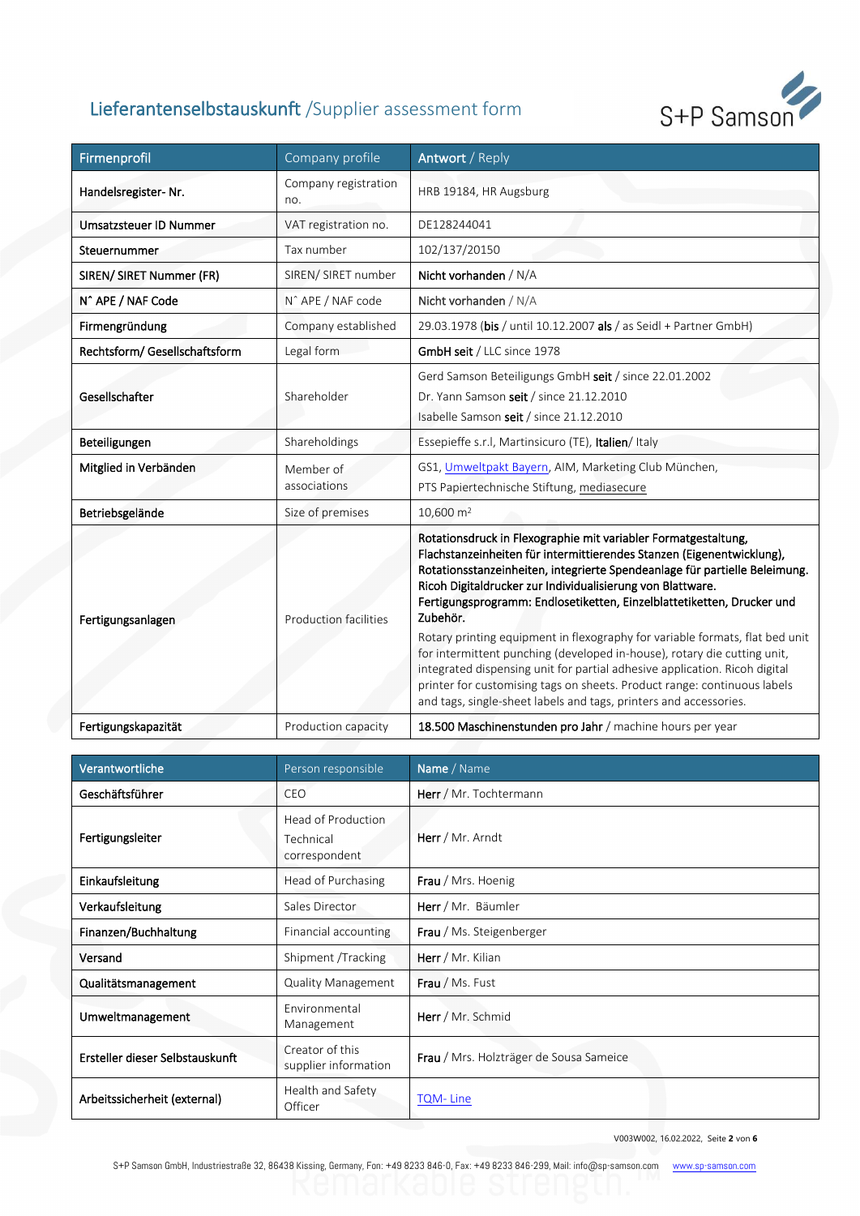## Lieferantenselbstauskunft /Supplier assessment form

| Firmenprofil | Company profile | Antwort / Reply |
|---|---|---|
| **Handelsregister- Nr.** | Company registration no. | HRB 19184, HR Augsburg |
| **Umsatzsteuer ID Nummer** | VAT registration no. | DE128244041 |
| **Steuernummer** | Tax number | 102/137/20150 |
| **SIREN/ SIRET Nummer (FR)** | SIREN/ SIRET number | **Nicht vorhanden** / N/A |
| **N˚ APE / NAF Code** | N˚ APE / NAF code | **Nicht vorhanden** / N/A |
| **Firmengründung** | Company established | 29.03.1978 (**bis** / until 10.12.2007 **als** / as Seidl + Partner GmbH) |
| **Rechtsform/ Gesellschaftsform** | Legal form | **GmbH seit** / LLC since 1978 |
| **Gesellschafter** | Shareholder | Gerd Samson Beteiligungs GmbH **seit** / since 22.01.2002<br>Dr. Yann Samson **seit** / since 21.12.2010<br>Isabelle Samson **seit** / since 21.12.2010 |
| **Beteiligungen** | Shareholdings | Essepieffe s.r.l, Martinsicuro (TE), **Italien**/ Italy |
| **Mitglied in Verbänden** | Member of associations | GS1, Umweltpakt Bayern, AIM, Marketing Club München, PTS Papiertechnische Stiftung, mediasecure |
| **Betriebsgelände** | Size of premises | 10,600 m² |
| **Fertigungsanlagen** | Production facilities | **Rotationsdruck in Flexographie mit variabler Formatgestaltung, Flachstanzeinheiten für intermittierendes Stanzen (Eigenentwicklung), Rotationsstanzeinheiten, integrierte Spendeanlage für partielle Beleimung. Ricoh Digitaldrucker zur Individualisierung von Blattware. Fertigungsprogramm: Endlosetiketten, Einzelblattetiketten, Drucker und Zubehör.**<br>Rotary printing equipment in flexography for variable formats, flat bed unit for intermittent punching (developed in-house), rotary die cutting unit, integrated dispensing unit for partial adhesive application. Ricoh digital printer for customising tags on sheets. Product range: continuous labels and tags, single-sheet labels and tags, printers and accessories. |
| **Fertigungskapazität** | Production capacity | **18.500 Maschinenstunden pro Jahr** / machine hours per year |

| Verantwortliche | Person responsible | Name / Name |
|---|---|---|
| **Geschäftsführer** | CEO | **Herr** / Mr. Tochtermann |
| **Fertigungsleiter** | Head of Production<br>Technical correspondent | **Herr** / Mr. Arndt |
| **Einkaufsleitung** | Head of Purchasing | **Frau** / Mrs. Hoenig |
| **Verkaufsleitung** | Sales Director | **Herr** / Mr. Bäumler |
| **Finanzen/Buchhaltung** | Financial accounting | **Frau** / Ms. Steigenberger |
| **Versand** | Shipment /Tracking | **Herr** / Mr. Kilian |
| **Qualitätsmanagement** | Quality Management | **Frau** / Ms. Fust |
| **Umweltmanagement** | Environmental Management | **Herr** / Mr. Schmid |
| **Ersteller dieser Selbstauskunft** | Creator of this supplier information | **Frau** / Mrs. Holzträger de Sousa Sameice |
| **Arbeitssicherheit (external)** | Health and Safety Officer | TQM- Line |

V003W002, 16.02.2022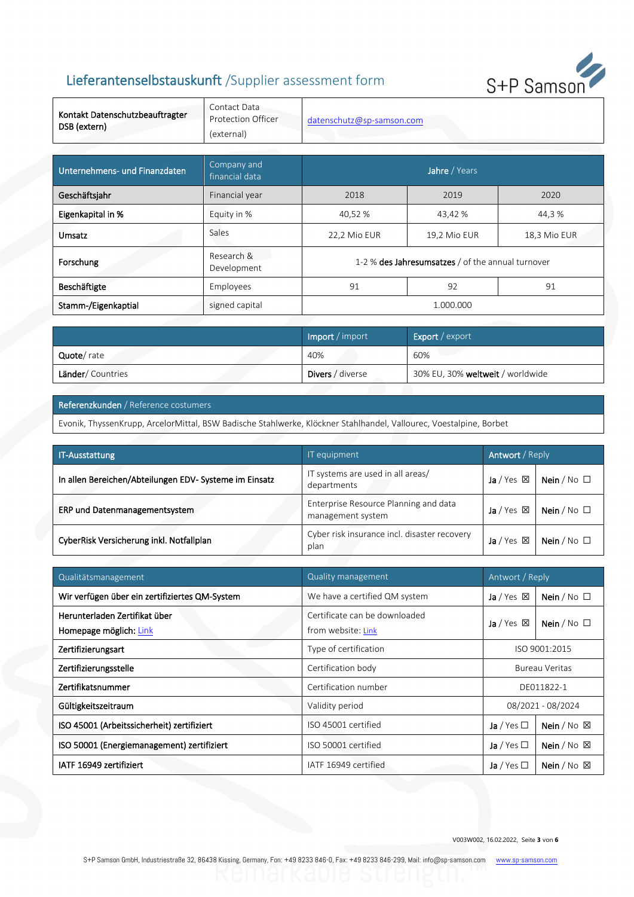# Lieferantenselbstauskunft /Supplier assessment form

S+P Samson

| **Kontakt Datenschutzbeauftragter DSB (extern)** | Contact Data Protection Officer (external) | datenschutz@sp-samson.com | | |
|---|---|---|---|---|
| **Unternehmens- und Finanzdaten** | Company and financial data | **Jahre** / Years | | |
| **Geschäftsjahr** | Financial year | 2018 | 2019 | 2020 |
| **Eigenkapital in %** | Equity in % | 40,52 % | 43,42 % | 44,3 % |
| **Umsatz** | Sales | 22,2 Mio EUR | 19,2 Mio EUR | 18,3 Mio EUR |
| **Forschung** | Research & Development | 1-2 % **des Jahresumsatzes** / of the annual turnover | | |
| **Beschäftigte** | Employees | 91 | 92 | 91 |
| **Stamm-/Eigenkaptial** | signed capital | 1.000.000 | | |

| | **Import** / import | **Export** / export |
|---|---|---|
| **Quote**/ rate | 40% | 60% |
| **Länder**/ Countries | **Divers** / diverse | 30% EU, 30% **weltweit** / worldwide |

| **Referenzkunden** / Reference costumers |
|---|
| Evonik, ThyssenKrupp, ArcelorMittal, BSW Badische Stahlwerke, Klöckner Stahlhandel, Vallourec, Voestalpine, Borbet |

| **IT-Ausstattung** | IT equipment | **Antwort** / Reply | |
|---|---|---|---|
| **In allen Bereichen/Abteilungen EDV- Systeme im Einsatz** | IT systems are used in all areas/ departments | **Ja** / Yes ☒ | **Nein** / No ☐ |
| **ERP und Datenmanagementsystem** | Enterprise Resource Planning and data management system | **Ja** / Yes ☒ | **Nein** / No ☐ |
| **CyberRisk Versicherung inkl. Notfallplan** | Cyber risk insurance incl. disaster recovery plan | **Ja** / Yes ☒ | **Nein** / No ☐ |

| Qualitätsmanagement | Quality management | Antwort / Reply | |
|---|---|---|---|
| **Wir verfügen über ein zertifiziertes QM-System** | We have a certified QM system | **Ja** / Yes ☒ | **Nein** / No ☐ |
| **Herunterladen Zertifikat über Homepage möglich:** Link | Certificate can be downloaded from website: Link | **Ja** / Yes ☒ | **Nein** / No ☐ |
| **Zertifizierungsart** | Type of certification | ISO 9001:2015 | |
| **Zertifizierungsstelle** | Certification body | Bureau Veritas | |
| **Zertifikatsnummer** | Certification number | DE011822-1 | |
| **Gültigkeitszeitraum** | Validity period | 08/2021 - 08/2024 | |
| **ISO 45001 (Arbeitssicherheit) zertifiziert** | ISO 45001 certified | **Ja** / Yes ☐ | **Nein** / No ☒ |
| **ISO 50001 (Energiemanagement) zertifiziert** | ISO 50001 certified | **Ja** / Yes ☐ | **Nein** / No ☒ |
| **IATF 16949 zertifiziert** | IATF 16949 certified | **Ja** / Yes ☐ | **Nein** / No ☒ |

V003W002, 16.02.2022

S+P Samson GmbH, Industriestraße 32, 86438 Kissing, Germany, Fon: +49 8233 846-0, Fax: +49 8233 846-299, Mail: info@sp-samson.com www.sp-samson.com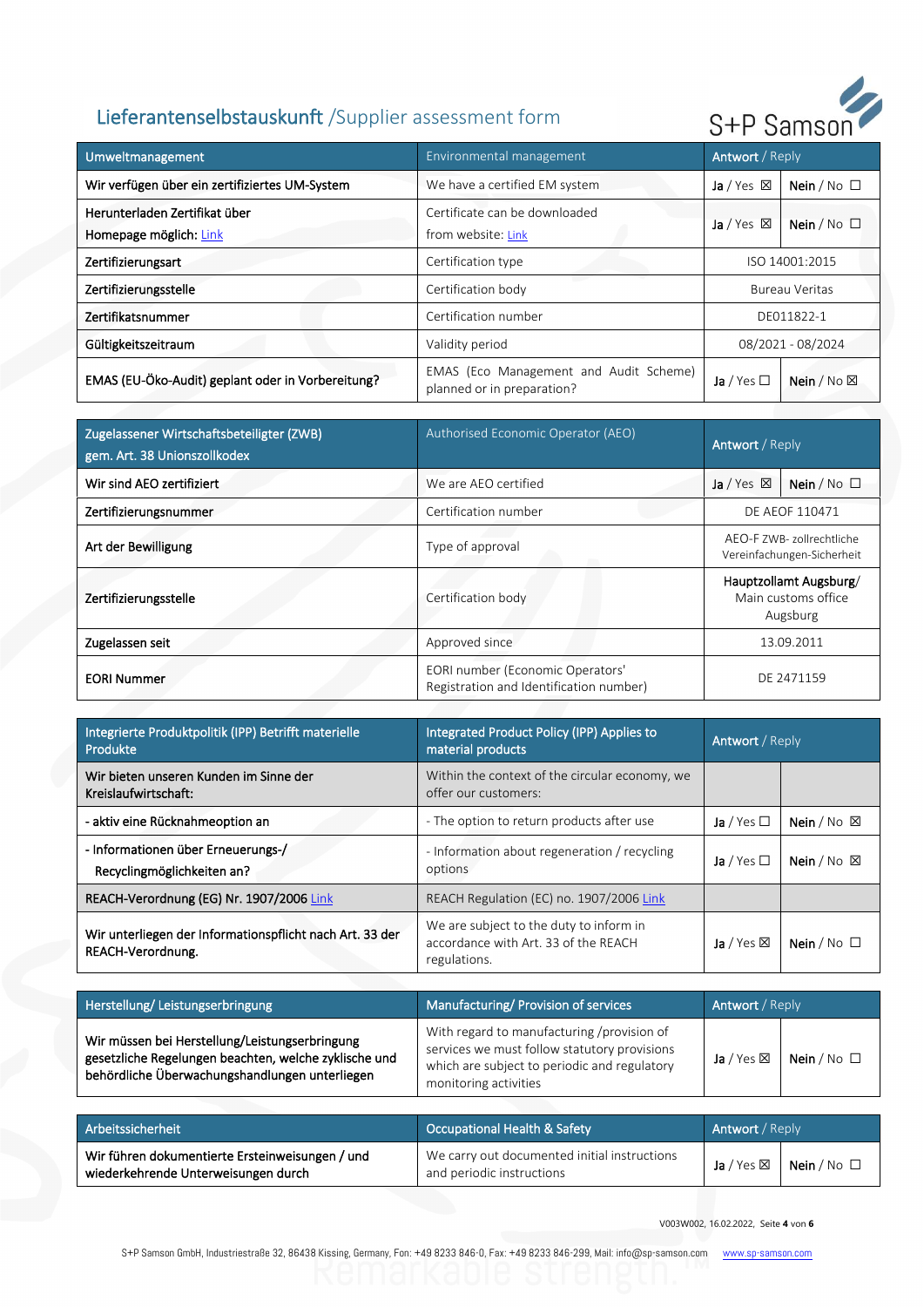# Lieferantenselbstauskunft /Supplier assessment form

| Umweltmanagement | Environmental management | Antwort / Reply | |
|---|---|---|---|
| Wir verfügen über ein zertifiziertes UM-System | We have a certified EM system | Ja / Yes ☒ | Nein / No ☐ |
| Herunterladen Zertifikat über Homepage möglich: Link | Certificate can be downloaded from website: Link | Ja / Yes ☒ | Nein / No ☐ |
| Zertifizierungsart | Certification type | ISO 14001:2015 | |
| Zertifizierungsstelle | Certification body | Bureau Veritas | |
| Zertifikatsnummer | Certification number | DE011822-1 | |
| Gültigkeitszeitraum | Validity period | 08/2021 - 08/2024 | |
| EMAS (EU-Öko-Audit) geplant oder in Vorbereitung? | EMAS (Eco Management and Audit Scheme) planned or in preparation? | Ja / Yes ☐ | Nein / No ☒ |

| Zugelassener Wirtschaftsbeteiligter (ZWB) gem. Art. 38 Unionszollkodex | Authorised Economic Operator (AEO) | Antwort / Reply | |
|---|---|---|---|
| Wir sind AEO zertifiziert | We are AEO certified | Ja / Yes ☒ | Nein / No ☐ |
| Zertifizierungsnummer | Certification number | DE AEOF 110471 | |
| Art der Bewilligung | Type of approval | AEO-F ZWB- zollrechtliche Vereinfachungen-Sicherheit | |
| Zertifizierungsstelle | Certification body | Hauptzollamt Augsburg/ Main customs office Augsburg | |
| Zugelassen seit | Approved since | 13.09.2011 | |
| EORI Nummer | EORI number (Economic Operators' Registration and Identification number) | DE 2471159 | |

| Integrierte Produktpolitik (IPP) Betrifft materielle Produkte | Integrated Product Policy (IPP) Applies to material products | Antwort / Reply | |
|---|---|---|---|
| Wir bieten unseren Kunden im Sinne der Kreislaufwirtschaft: | Within the context of the circular economy, we offer our customers: | | |
| - aktiv eine Rücknahmeoption an | - The option to return products after use | Ja / Yes ☐ | Nein / No ☒ |
| - Informationen über Erneuerungs-/ Recyclingmöglichkeiten an? | - Information about regeneration / recycling options | Ja / Yes ☐ | Nein / No ☒ |
| REACH-Verordnung (EG) Nr. 1907/2006 Link | REACH Regulation (EC) no. 1907/2006 Link | | |
| Wir unterliegen der Informationspflicht nach Art. 33 der REACH-Verordnung. | We are subject to the duty to inform in accordance with Art. 33 of the REACH regulations. | Ja / Yes ☒ | Nein / No ☐ |

| Herstellung/ Leistungserbringung | Manufacturing/ Provision of services | Antwort / Reply | |
|---|---|---|---|
| Wir müssen bei Herstellung/Leistungserbringung gesetzliche Regelungen beachten, welche zyklische und behördliche Überwachungshandlungen unterliegen | With regard to manufacturing /provision of services we must follow statutory provisions which are subject to periodic and regulatory monitoring activities | Ja / Yes ☒ | Nein / No ☐ |

| Arbeitssicherheit | Occupational Health & Safety | Antwort / Reply | |
|---|---|---|---|
| Wir führen dokumentierte Ersteinweisungen / und wiederkehrende Unterweisungen durch | We carry out documented initial instructions and periodic instructions | Ja / Yes ☒ | Nein / No ☐ |

V003W002, 16.02.2022

S+P Samson GmbH, Industriestraße 32, 86438 Kissing, Germany, Fon: +49 8233 846-0, Fax: +49 8233 846-299, Mail: info@sp-samson.com www.sp-samson.com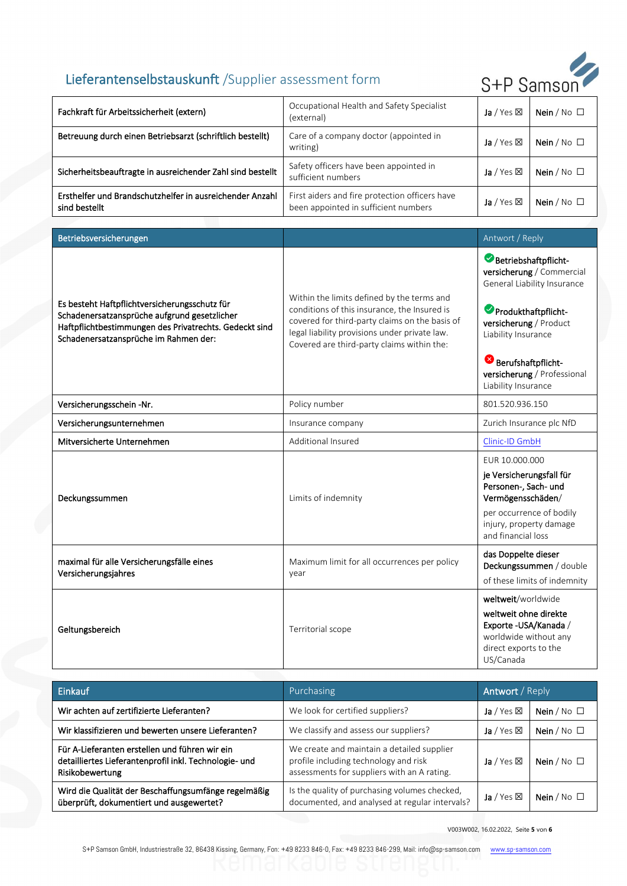## Lieferantenselbstauskunft /Supplier assessment form

| | | | |
|---|---|---|---|
| Fachkraft für Arbeitssicherheit (extern) | Occupational Health and Safety Specialist (external) | Ja / Yes ☒ | Nein / No ☐ |
| Betreuung durch einen Betriebsarzt (schriftlich bestellt) | Care of a company doctor (appointed in writing) | Ja / Yes ☒ | Nein / No ☐ |
| Sicherheitsbeauftragte in ausreichender Zahl sind bestellt | Safety officers have been appointed in sufficient numbers | Ja / Yes ☒ | Nein / No ☐ |
| Ersthelfer und Brandschutzhelfer in ausreichender Anzahl sind bestellt | First aiders and fire protection officers have been appointed in sufficient numbers | Ja / Yes ☒ | Nein / No ☐ |

| Betriebsversicherungen | | Antwort / Reply |
|---|---|---|
| Es besteht Haftpflichtversicherungsschutz für Schadenersatzansprüche aufgrund gesetzlicher Haftpflichtbestimmungen des Privatrechts. Gedeckt sind Schadenersatzansprüche im Rahmen der: | Within the limits defined by the terms and conditions of this insurance, the Insured is covered for third-party claims on the basis of legal liability provisions under private law. Covered are third-party claims within the: | ✅ **Betriebshaftpflicht-versicherung** / Commercial General Liability Insurance<br><br>✅ **Produkthaftpflicht-versicherung** / Product Liability Insurance<br><br>❌ **Berufshaftpflicht-versicherung** / Professional Liability Insurance |
| Versicherungsschein -Nr. | Policy number | 801.520.936.150 |
| Versicherungsunternehmen | Insurance company | Zurich Insurance plc NfD |
| Mitversicherte Unternehmen | Additional Insured | Clinic-ID GmbH |
| Deckungssummen | Limits of indemnity | EUR 10.000.000<br>**je Versicherungsfall für Personen-, Sach- und Vermögensschäden**/<br>per occurrence of bodily injury, property damage and financial loss |
| maximal für alle Versicherungsfälle eines Versicherungsjahres | Maximum limit for all occurrences per policy year | **das Doppelte dieser Deckungssummen** / double of these limits of indemnity |
| Geltungsbereich | Territorial scope | **weltweit**/worldwide<br>**weltweit ohne direkte Exporte -USA/Kanada** / worldwide without any direct exports to the US/Canada |

| Einkauf | Purchasing | Antwort / Reply | |
|---|---|---|---|
| Wir achten auf zertifizierte Lieferanten? | We look for certified suppliers? | Ja / Yes ☒ | Nein / No ☐ |
| Wir klassifizieren und bewerten unsere Lieferanten? | We classify and assess our suppliers? | Ja / Yes ☒ | Nein / No ☐ |
| Für A-Lieferanten erstellen und führen wir ein detailliertes Lieferantenprofil inkl. Technologie- und Risikobewertung | We create and maintain a detailed supplier profile including technology and risk assessments for suppliers with an A rating. | Ja / Yes ☒ | Nein / No ☐ |
| Wird die Qualität der Beschaffungsumfänge regelmäßig überprüft, dokumentiert und ausgewertet? | Is the quality of purchasing volumes checked, documented, and analysed at regular intervals? | Ja / Yes ☒ | Nein / No ☐ |

V003W002, 16.02.2022

S+P Samson GmbH, Industriestraße 32, 86438 Kissing, Germany, Fon: +49 8233 846-0, Fax: +49 8233 846-299, Mail: info@sp-samson.com www.sp-samson.com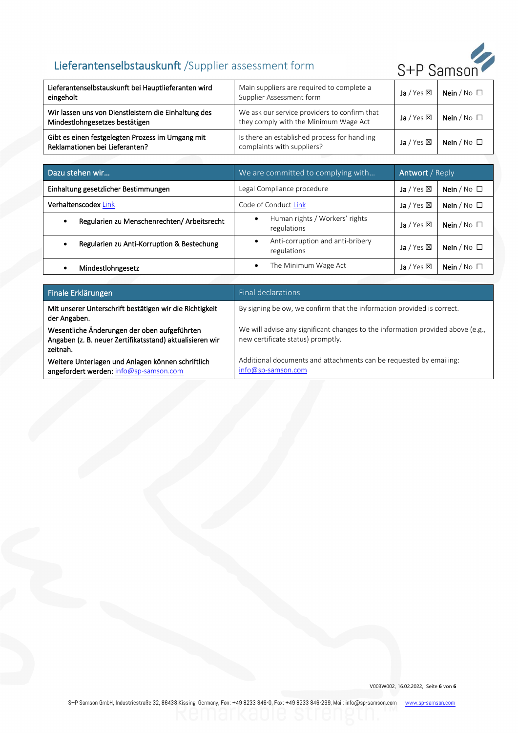## Lieferantenselbstauskunft /Supplier assessment form

| | | | |
|---|---|---|---|
| Lieferantenselbstauskunft bei Hauptlieferanten wird eingeholt | Main suppliers are required to complete a Supplier Assessment form | **Ja** / Yes ☒ | **Nein** / No ☐ |
| Wir lassen uns von Dienstleistern die Einhaltung des Mindestlohngesetzes bestätigen | We ask our service providers to confirm that they comply with the Minimum Wage Act | **Ja** / Yes ☒ | **Nein** / No ☐ |
| Gibt es einen festgelegten Prozess im Umgang mit Reklamationen bei Lieferanten? | Is there an established process for handling complaints with suppliers? | **Ja** / Yes ☒ | **Nein** / No ☐ |

| Dazu stehen wir… | We are committed to complying with… | **Antwort** / Reply | |
|---|---|---|---|
| Einhaltung gesetzlicher Bestimmungen | Legal Compliance procedure | **Ja** / Yes ☒ | **Nein** / No ☐ |
| Verhaltenscodex Link | Code of Conduct Link | **Ja** / Yes ☒ | **Nein** / No ☐ |
| • Regularien zu Menschenrechten/ Arbeitsrecht | • Human rights / Workers' rights regulations | **Ja** / Yes ☒ | **Nein** / No ☐ |
| • Regularien zu Anti-Korruption & Bestechung | • Anti-corruption and anti-bribery regulations | **Ja** / Yes ☒ | **Nein** / No ☐ |
| • Mindestlohngesetz | • The Minimum Wage Act | **Ja** / Yes ☒ | **Nein** / No ☐ |

| Finale Erklärungen | Final declarations |
|---|---|
| Mit unserer Unterschrift bestätigen wir die Richtigkeit der Angaben. | By signing below, we confirm that the information provided is correct. |
| Wesentliche Änderungen der oben aufgeführten Angaben (z. B. neuer Zertifikatsstand) aktualisieren wir zeitnah. | We will advise any significant changes to the information provided above (e.g., new certificate status) promptly. |
| Weitere Unterlagen und Anlagen können schriftlich angefordert werden: info@sp-samson.com | Additional documents and attachments can be requested by emailing: info@sp-samson.com |

V003W002, 16.02.2022

S+P Samson GmbH, Industriestraße 32, 86438 Kissing, Germany, Fon: +49 8233 846-0, Fax: +49 8233 846-299, Mail: info@sp-samson.com www.sp-samson.com